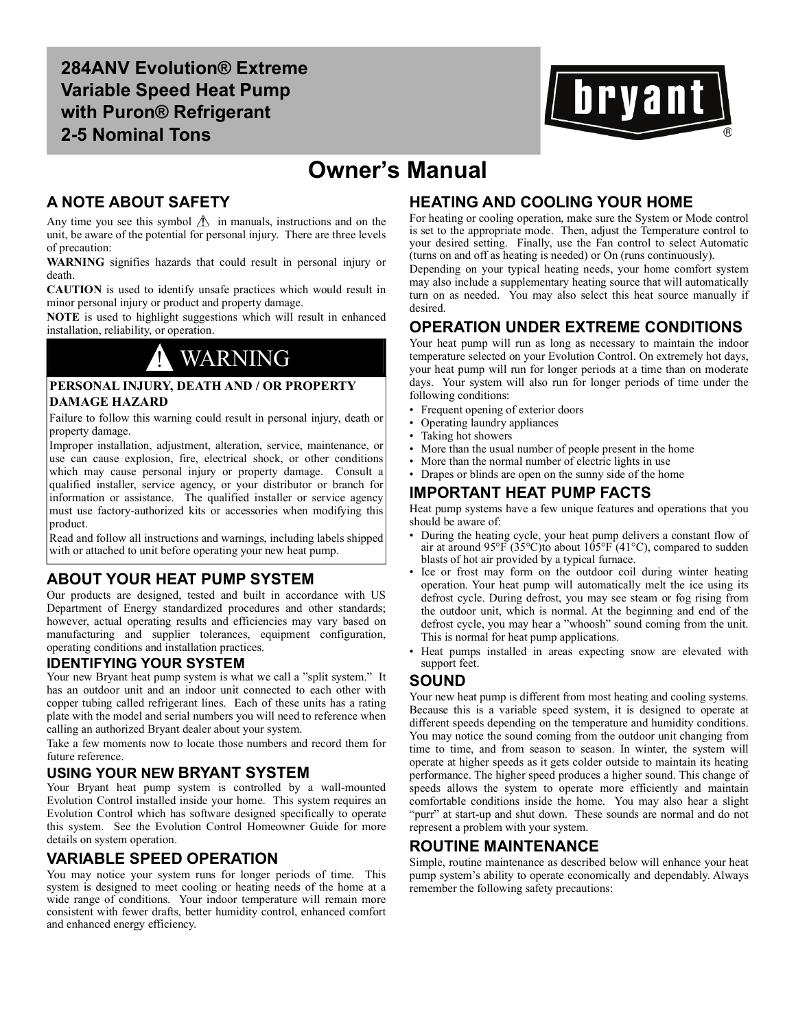# 284ANV Evolution® Extreme Variable Speed Heat Pump with Puron® Refrigerant 2-5 Nominal Tons

bryant®

# Owner's Manual

## A NOTE ABOUT SAFETY

Any time you see this symbol ⚠ in manuals, instructions and on the unit, be aware of the potential for personal injury. There are three levels of precaution:

**WARNING** signifies hazards that could result in personal injury or death.

**CAUTION** is used to identify unsafe practices which would result in minor personal injury or product and property damage.

**NOTE** is used to highlight suggestions which will result in enhanced installation, reliability, or operation.

> **⚠ WARNING**
>
> **PERSONAL INJURY, DEATH AND / OR PROPERTY DAMAGE HAZARD**
>
> Failure to follow this warning could result in personal injury, death or property damage.
>
> Improper installation, adjustment, alteration, service, maintenance, or use can cause explosion, fire, electrical shock, or other conditions which may cause personal injury or property damage. Consult a qualified installer, service agency, or your distributor or branch for information or assistance. The qualified installer or service agency must use factory-authorized kits or accessories when modifying this product.
>
> Read and follow all instructions and warnings, including labels shipped with or attached to unit before operating your new heat pump.

## ABOUT YOUR HEAT PUMP SYSTEM

Our products are designed, tested and built in accordance with US Department of Energy standardized procedures and other standards; however, actual operating results and efficiencies may vary based on manufacturing and supplier tolerances, equipment configuration, operating conditions and installation practices.

### IDENTIFYING YOUR SYSTEM

Your new Bryant heat pump system is what we call a "split system." It has an outdoor unit and an indoor unit connected to each other with copper tubing called refrigerant lines. Each of these units has a rating plate with the model and serial numbers you will need to reference when calling an authorized Bryant dealer about your system.

Take a few moments now to locate those numbers and record them for future reference.

## USING YOUR NEW BRYANT SYSTEM

Your Bryant heat pump system is controlled by a wall-mounted Evolution Control installed inside your home. This system requires an Evolution Control which has software designed specifically to operate this system. See the Evolution Control Homeowner Guide for more details on system operation.

## VARIABLE SPEED OPERATION

You may notice your system runs for longer periods of time. This system is designed to meet cooling or heating needs of the home at a wide range of conditions. Your indoor temperature will remain more consistent with fewer drafts, better humidity control, enhanced comfort and enhanced energy efficiency.

## HEATING AND COOLING YOUR HOME

For heating or cooling operation, make sure the System or Mode control is set to the appropriate mode. Then, adjust the Temperature control to your desired setting. Finally, use the Fan control to select Automatic (turns on and off as heating is needed) or On (runs continuously).

Depending on your typical heating needs, your home comfort system may also include a supplementary heating source that will automatically turn on as needed. You may also select this heat source manually if desired.

## OPERATION UNDER EXTREME CONDITIONS

Your heat pump will run as long as necessary to maintain the indoor temperature selected on your Evolution Control. On extremely hot days, your heat pump will run for longer periods at a time than on moderate days. Your system will also run for longer periods of time under the following conditions:

- Frequent opening of exterior doors
- Operating laundry appliances
- Taking hot showers
- More than the usual number of people present in the home
- More than the normal number of electric lights in use
- Drapes or blinds are open on the sunny side of the home

## IMPORTANT HEAT PUMP FACTS

Heat pump systems have a few unique features and operations that you should be aware of:

- During the heating cycle, your heat pump delivers a constant flow of air at around 95°F (35°C)to about 105°F (41°C), compared to sudden blasts of hot air provided by a typical furnace.
- Ice or frost may form on the outdoor coil during winter heating operation. Your heat pump will automatically melt the ice using its defrost cycle. During defrost, you may see steam or fog rising from the outdoor unit, which is normal. At the beginning and end of the defrost cycle, you may hear a "whoosh" sound coming from the unit. This is normal for heat pump applications.
- Heat pumps installed in areas expecting snow are elevated with support feet.

## SOUND

Your new heat pump is different from most heating and cooling systems. Because this is a variable speed system, it is designed to operate at different speeds depending on the temperature and humidity conditions. You may notice the sound coming from the outdoor unit changing from time to time, and from season to season. In winter, the system will operate at higher speeds as it gets colder outside to maintain its heating performance. The higher speed produces a higher sound. This change of speeds allows the system to operate more efficiently and maintain comfortable conditions inside the home. You may also hear a slight "purr" at start-up and shut down. These sounds are normal and do not represent a problem with your system.

## ROUTINE MAINTENANCE

Simple, routine maintenance as described below will enhance your heat pump system's ability to operate economically and dependably. Always remember the following safety precautions: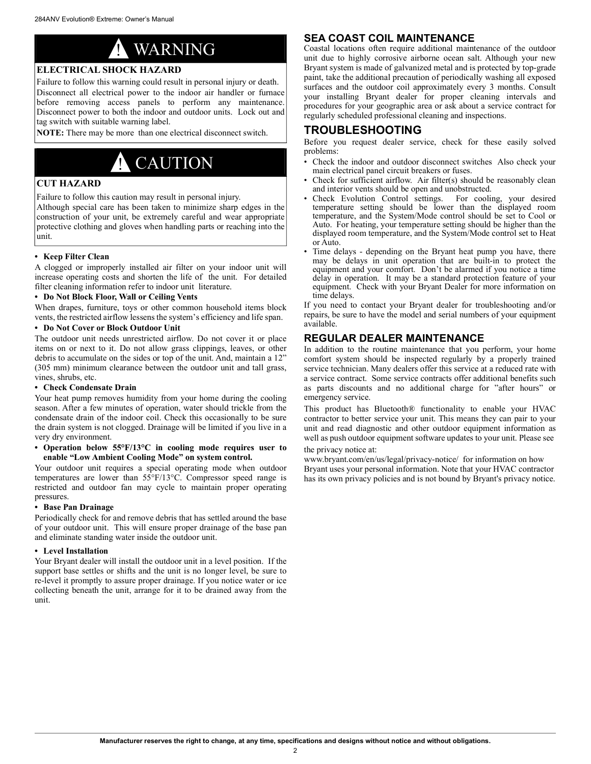## ! WARNING

**ELECTRICAL SHOCK HAZARD**

Failure to follow this warning could result in personal injury or death.

Disconnect all electrical power to the indoor air handler or furnace before removing access panels to perform any maintenance. Disconnect power to both the indoor and outdoor units. Lock out and tag switch with suitable warning label.

**NOTE:** There may be more than one electrical disconnect switch.

## ! CAUTION

**CUT HAZARD**

Failure to follow this caution may result in personal injury.

Although special care has been taken to minimize sharp edges in the construction of your unit, be extremely careful and wear appropriate protective clothing and gloves when handling parts or reaching into the unit.

- **Keep Filter Clean**

A clogged or improperly installed air filter on your indoor unit will increase operating costs and shorten the life of the unit. For detailed filter cleaning information refer to indoor unit literature.

- **Do Not Block Floor, Wall or Ceiling Vents**

When drapes, furniture, toys or other common household items block vents, the restricted airflow lessens the system's efficiency and life span.

- **Do Not Cover or Block Outdoor Unit**

The outdoor unit needs unrestricted airflow. Do not cover it or place items on or next to it. Do not allow grass clippings, leaves, or other debris to accumulate on the sides or top of the unit. And, maintain a 12" (305 mm) minimum clearance between the outdoor unit and tall grass, vines, shrubs, etc.

- **Check Condensate Drain**

Your heat pump removes humidity from your home during the cooling season. After a few minutes of operation, water should trickle from the condensate drain of the indoor coil. Check this occasionally to be sure the drain system is not clogged. Drainage will be limited if you live in a very dry environment.

- **Operation below 55°F/13°C in cooling mode requires user to enable "Low Ambient Cooling Mode" on system control.**

Your outdoor unit requires a special operating mode when outdoor temperatures are lower than 55°F/13°C. Compressor speed range is restricted and outdoor fan may cycle to maintain proper operating pressures.

- **Base Pan Drainage**

Periodically check for and remove debris that has settled around the base of your outdoor unit. This will ensure proper drainage of the base pan and eliminate standing water inside the outdoor unit.

- **Level Installation**

Your Bryant dealer will install the outdoor unit in a level position. If the support base settles or shifts and the unit is no longer level, be sure to re-level it promptly to assure proper drainage. If you notice water or ice collecting beneath the unit, arrange for it to be drained away from the unit.

## SEA COAST COIL MAINTENANCE

Coastal locations often require additional maintenance of the outdoor unit due to highly corrosive airborne ocean salt. Although your new Bryant system is made of galvanized metal and is protected by top-grade paint, take the additional precaution of periodically washing all exposed surfaces and the outdoor coil approximately every 3 months. Consult your installing Bryant dealer for proper cleaning intervals and procedures for your geographic area or ask about a service contract for regularly scheduled professional cleaning and inspections.

## TROUBLESHOOTING

Before you request dealer service, check for these easily solved problems:

- Check the indoor and outdoor disconnect switches Also check your main electrical panel circuit breakers or fuses.
- Check for sufficient airflow. Air filter(s) should be reasonably clean and interior vents should be open and unobstructed.
- Check Evolution Control settings. For cooling, your desired temperature setting should be lower than the displayed room temperature, and the System/Mode control should be set to Cool or Auto. For heating, your temperature setting should be higher than the displayed room temperature, and the System/Mode control set to Heat or Auto.
- Time delays - depending on the Bryant heat pump you have, there may be delays in unit operation that are built-in to protect the equipment and your comfort. Don't be alarmed if you notice a time delay in operation. It may be a standard protection feature of your equipment. Check with your Bryant Dealer for more information on time delays.

If you need to contact your Bryant dealer for troubleshooting and/or repairs, be sure to have the model and serial numbers of your equipment available.

## REGULAR DEALER MAINTENANCE

In addition to the routine maintenance that you perform, your home comfort system should be inspected regularly by a properly trained service technician. Many dealers offer this service at a reduced rate with a service contract. Some service contracts offer additional benefits such as parts discounts and no additional charge for "after hours" or emergency service.

This product has Bluetooth® functionality to enable your HVAC contractor to better service your unit. This means they can pair to your unit and read diagnostic and other outdoor equipment information as well as push outdoor equipment software updates to your unit. Please see the privacy notice at: www.bryant.com/en/us/legal/privacy-notice/ for information on how Bryant uses your personal information. Note that your HVAC contractor has its own privacy policies and is not bound by Bryant's privacy notice.

**Manufacturer reserves the right to change, at any time, specifications and designs without notice and without obligations.**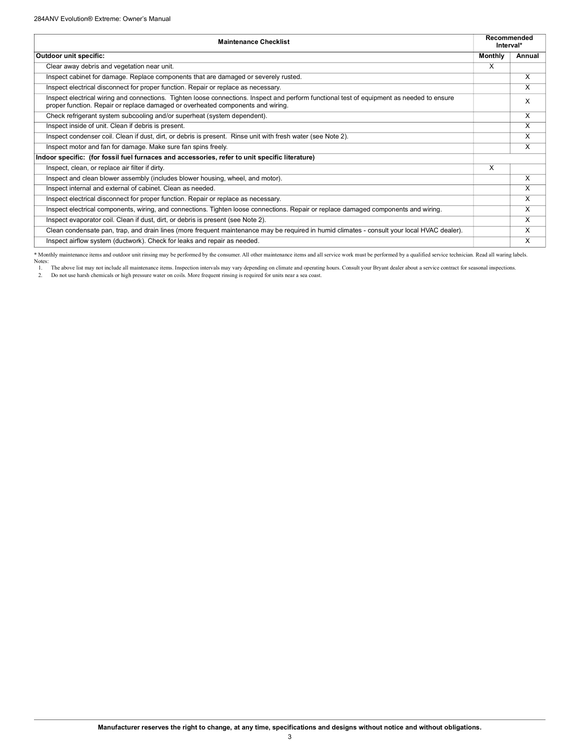| Maintenance Checklist | Recommended Interval* | |
|---|---|---|
| | **Monthly** | **Annual** |
| **Outdoor unit specific:** | | |
| Clear away debris and vegetation near unit. | X | |
| Inspect cabinet for damage. Replace components that are damaged or severely rusted. | | X |
| Inspect electrical disconnect for proper function. Repair or replace as necessary. | | X |
| Inspect electrical wiring and connections. Tighten loose connections. Inspect and perform functional test of equipment as needed to ensure proper function. Repair or replace damaged or overheated components and wiring. | | X |
| Check refrigerant system subcooling and/or superheat (system dependent). | | X |
| Inspect inside of unit. Clean if debris is present. | | X |
| Inspect condenser coil. Clean if dust, dirt, or debris is present. Rinse unit with fresh water (see Note 2). | | X |
| Inspect motor and fan for damage. Make sure fan spins freely. | | X |
| **Indoor specific: (for fossil fuel furnaces and accessories, refer to unit specific literature)** | | |
| Inspect, clean, or replace air filter if dirty. | X | |
| Inspect and clean blower assembly (includes blower housing, wheel, and motor). | | X |
| Inspect internal and external of cabinet. Clean as needed. | | X |
| Inspect electrical disconnect for proper function. Repair or replace as necessary. | | X |
| Inspect electrical components, wiring, and connections. Tighten loose connections. Repair or replace damaged components and wiring. | | X |
| Inspect evaporator coil. Clean if dust, dirt, or debris is present (see Note 2). | | X |
| Clean condensate pan, trap, and drain lines (more frequent maintenance may be required in humid climates - consult your local HVAC dealer). | | X |
| Inspect airflow system (ductwork). Check for leaks and repair as needed. | | X |

\* Monthly maintenance items and outdoor unit rinsing may be performed by the consumer. All other maintenance items and all service work must be performed by a qualified service technician. Read all waring labels.

Notes:

1. The above list may not include all maintenance items. Inspection intervals may vary depending on climate and operating hours. Consult your Bryant dealer about a service contract for seasonal inspections.
2. Do not use harsh chemicals or high pressure water on coils. More frequent rinsing is required for units near a sea coast.

**Manufacturer reserves the right to change, at any time, specifications and designs without notice and without obligations.**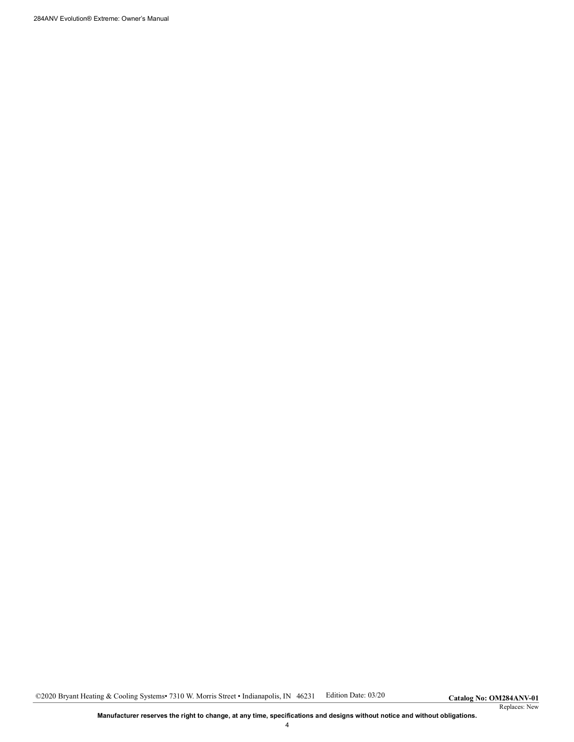©2020 Bryant Heating & Cooling Systems• 7310 W. Morris Street • Indianapolis, IN 46231 Edition Date: 03/20

**Catalog No: OM284ANV-01**

Replaces: New

**Manufacturer reserves the right to change, at any time, specifications and designs without notice and without obligations.**